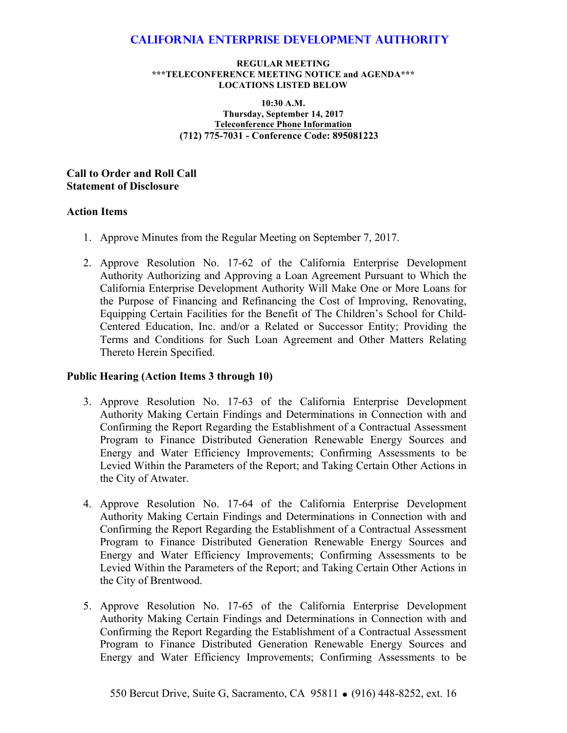# California Enterprise Development Authority

**REGULAR MEETING**
**\*\*\*TELECONFERENCE MEETING NOTICE and AGENDA\*\*\***
**LOCATIONS LISTED BELOW**

**10:30 A.M.**
**Thursday, September 14, 2017**
**Teleconference Phone Information**
**(712) 775-7031 - Conference Code: 895081223**

**Call to Order and Roll Call**
**Statement of Disclosure**

## Action Items

1. Approve Minutes from the Regular Meeting on September 7, 2017.

2. Approve Resolution No. 17-62 of the California Enterprise Development Authority Authorizing and Approving a Loan Agreement Pursuant to Which the California Enterprise Development Authority Will Make One or More Loans for the Purpose of Financing and Refinancing the Cost of Improving, Renovating, Equipping Certain Facilities for the Benefit of The Children's School for Child-Centered Education, Inc. and/or a Related or Successor Entity; Providing the Terms and Conditions for Such Loan Agreement and Other Matters Relating Thereto Herein Specified.

## Public Hearing (Action Items 3 through 10)

3. Approve Resolution No. 17-63 of the California Enterprise Development Authority Making Certain Findings and Determinations in Connection with and Confirming the Report Regarding the Establishment of a Contractual Assessment Program to Finance Distributed Generation Renewable Energy Sources and Energy and Water Efficiency Improvements; Confirming Assessments to be Levied Within the Parameters of the Report; and Taking Certain Other Actions in the City of Atwater.

4. Approve Resolution No. 17-64 of the California Enterprise Development Authority Making Certain Findings and Determinations in Connection with and Confirming the Report Regarding the Establishment of a Contractual Assessment Program to Finance Distributed Generation Renewable Energy Sources and Energy and Water Efficiency Improvements; Confirming Assessments to be Levied Within the Parameters of the Report; and Taking Certain Other Actions in the City of Brentwood.

5. Approve Resolution No. 17-65 of the California Enterprise Development Authority Making Certain Findings and Determinations in Connection with and Confirming the Report Regarding the Establishment of a Contractual Assessment Program to Finance Distributed Generation Renewable Energy Sources and Energy and Water Efficiency Improvements; Confirming Assessments to be

550 Bercut Drive, Suite G, Sacramento, CA 95811 • (916) 448-8252, ext. 16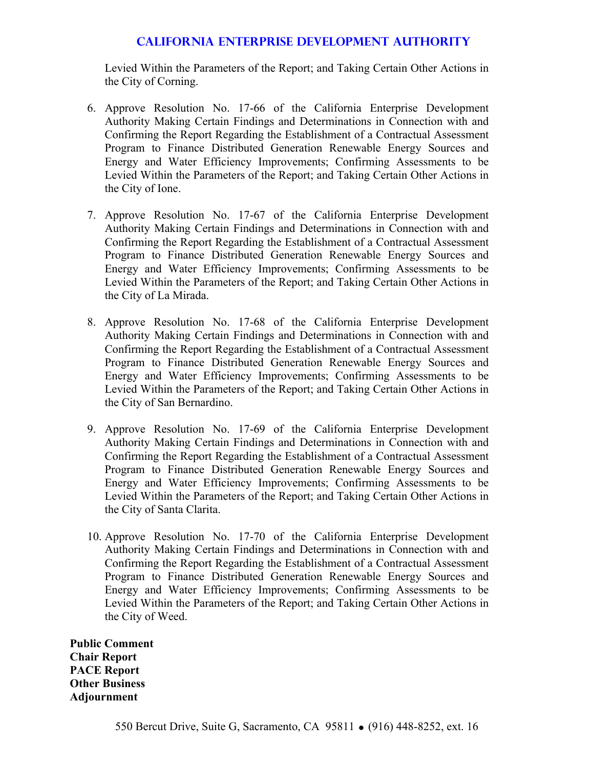Levied Within the Parameters of the Report; and Taking Certain Other Actions in the City of Corning.

6. Approve Resolution No. 17-66 of the California Enterprise Development Authority Making Certain Findings and Determinations in Connection with and Confirming the Report Regarding the Establishment of a Contractual Assessment Program to Finance Distributed Generation Renewable Energy Sources and Energy and Water Efficiency Improvements; Confirming Assessments to be Levied Within the Parameters of the Report; and Taking Certain Other Actions in the City of Ione.

7. Approve Resolution No. 17-67 of the California Enterprise Development Authority Making Certain Findings and Determinations in Connection with and Confirming the Report Regarding the Establishment of a Contractual Assessment Program to Finance Distributed Generation Renewable Energy Sources and Energy and Water Efficiency Improvements; Confirming Assessments to be Levied Within the Parameters of the Report; and Taking Certain Other Actions in the City of La Mirada.

8. Approve Resolution No. 17-68 of the California Enterprise Development Authority Making Certain Findings and Determinations in Connection with and Confirming the Report Regarding the Establishment of a Contractual Assessment Program to Finance Distributed Generation Renewable Energy Sources and Energy and Water Efficiency Improvements; Confirming Assessments to be Levied Within the Parameters of the Report; and Taking Certain Other Actions in the City of San Bernardino.

9. Approve Resolution No. 17-69 of the California Enterprise Development Authority Making Certain Findings and Determinations in Connection with and Confirming the Report Regarding the Establishment of a Contractual Assessment Program to Finance Distributed Generation Renewable Energy Sources and Energy and Water Efficiency Improvements; Confirming Assessments to be Levied Within the Parameters of the Report; and Taking Certain Other Actions in the City of Santa Clarita.

10. Approve Resolution No. 17-70 of the California Enterprise Development Authority Making Certain Findings and Determinations in Connection with and Confirming the Report Regarding the Establishment of a Contractual Assessment Program to Finance Distributed Generation Renewable Energy Sources and Energy and Water Efficiency Improvements; Confirming Assessments to be Levied Within the Parameters of the Report; and Taking Certain Other Actions in the City of Weed.

**Public Comment**
**Chair Report**
**PACE Report**
**Other Business**
**Adjournment**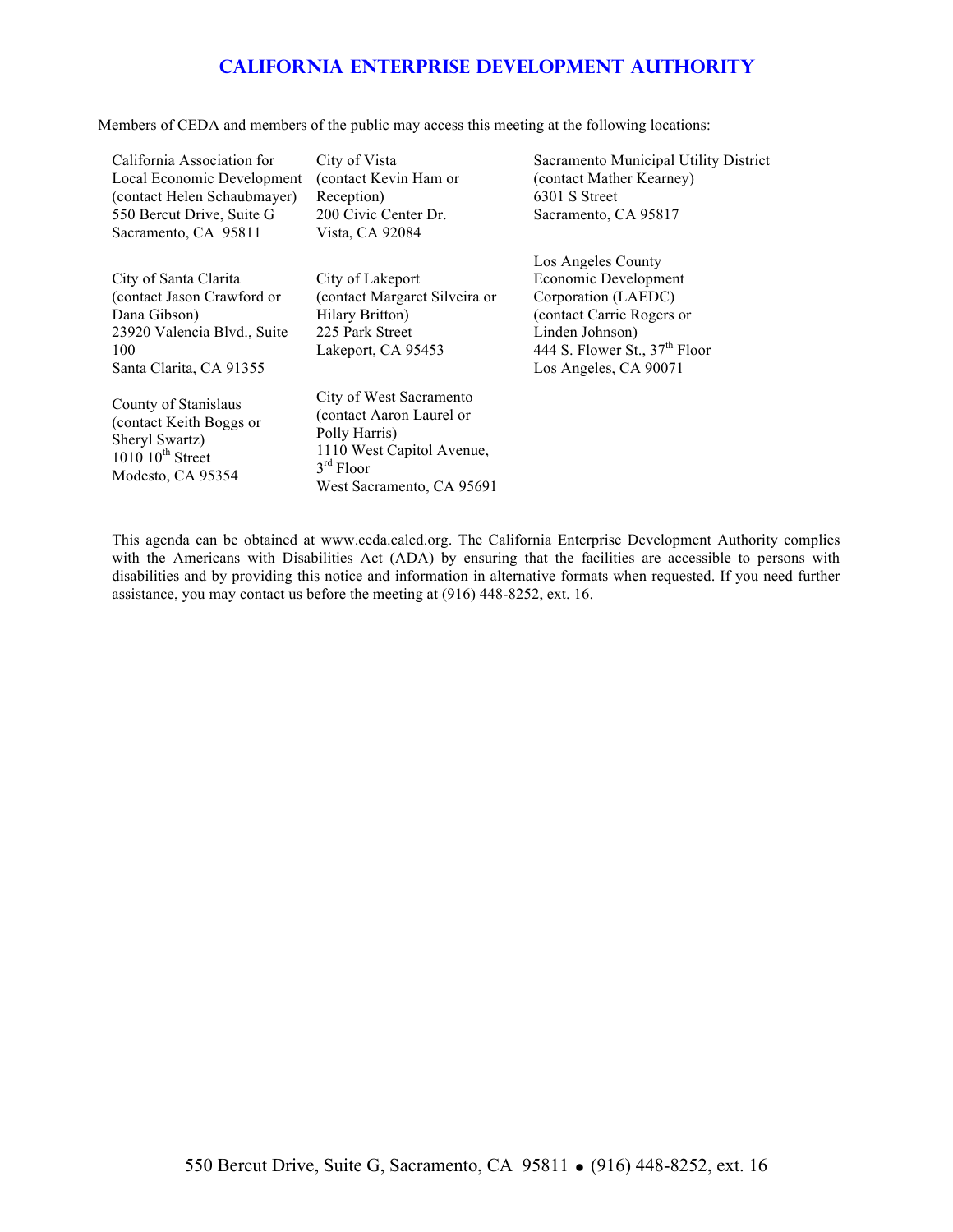Members of CEDA and members of the public may access this meeting at the following locations:

California Association for Local Economic Development
(contact Helen Schaubmayer)
550 Bercut Drive, Suite G
Sacramento, CA 95811

City of Santa Clarita
(contact Jason Crawford or Dana Gibson)
23920 Valencia Blvd., Suite 100
Santa Clarita, CA 91355

County of Stanislaus
(contact Keith Boggs or Sheryl Swartz)
1010 10th Street
Modesto, CA 95354

City of Vista
(contact Kevin Ham or Reception)
200 Civic Center Dr.
Vista, CA 92084

City of Lakeport
(contact Margaret Silveira or Hilary Britton)
225 Park Street
Lakeport, CA 95453

City of West Sacramento
(contact Aaron Laurel or Polly Harris)
1110 West Capitol Avenue, 3rd Floor
West Sacramento, CA 95691

Sacramento Municipal Utility District
(contact Mather Kearney)
6301 S Street
Sacramento, CA 95817

Los Angeles County Economic Development Corporation (LAEDC)
(contact Carrie Rogers or Linden Johnson)
444 S. Flower St., 37th Floor
Los Angeles, CA 90071

This agenda can be obtained at www.ceda.caled.org. The California Enterprise Development Authority complies with the Americans with Disabilities Act (ADA) by ensuring that the facilities are accessible to persons with disabilities and by providing this notice and information in alternative formats when requested. If you need further assistance, you may contact us before the meeting at (916) 448-8252, ext. 16.